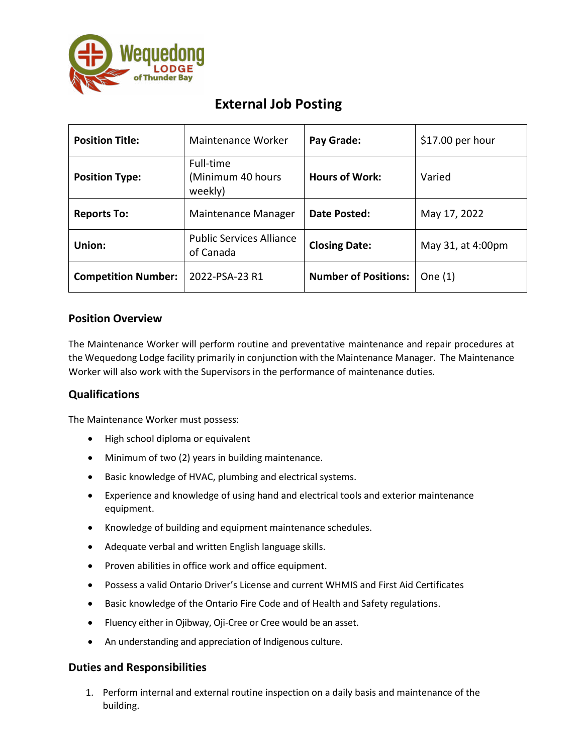# External Job Posting

| **Position Title:** | Maintenance Worker | **Pay Grade:** | $17.00 per hour |
|---|---|---|---|
| **Position Type:** | Full-time (Minimum 40 hours weekly) | **Hours of Work:** | Varied |
| **Reports To:** | Maintenance Manager | **Date Posted:** | May 17, 2022 |
| **Union:** | Public Services Alliance of Canada | **Closing Date:** | May 31, at 4:00pm |
| **Competition Number:** | 2022-PSA-23 R1 | **Number of Positions:** | One (1) |

## Position Overview

The Maintenance Worker will perform routine and preventative maintenance and repair procedures at the Wequedong Lodge facility primarily in conjunction with the Maintenance Manager. The Maintenance Worker will also work with the Supervisors in the performance of maintenance duties.

## Qualifications

The Maintenance Worker must possess:

- High school diploma or equivalent
- Minimum of two (2) years in building maintenance.
- Basic knowledge of HVAC, plumbing and electrical systems.
- Experience and knowledge of using hand and electrical tools and exterior maintenance equipment.
- Knowledge of building and equipment maintenance schedules.
- Adequate verbal and written English language skills.
- Proven abilities in office work and office equipment.
- Possess a valid Ontario Driver's License and current WHMIS and First Aid Certificates
- Basic knowledge of the Ontario Fire Code and of Health and Safety regulations.
- Fluency either in Ojibway, Oji-Cree or Cree would be an asset.
- An understanding and appreciation of Indigenous culture.

## Duties and Responsibilities

1. Perform internal and external routine inspection on a daily basis and maintenance of the building.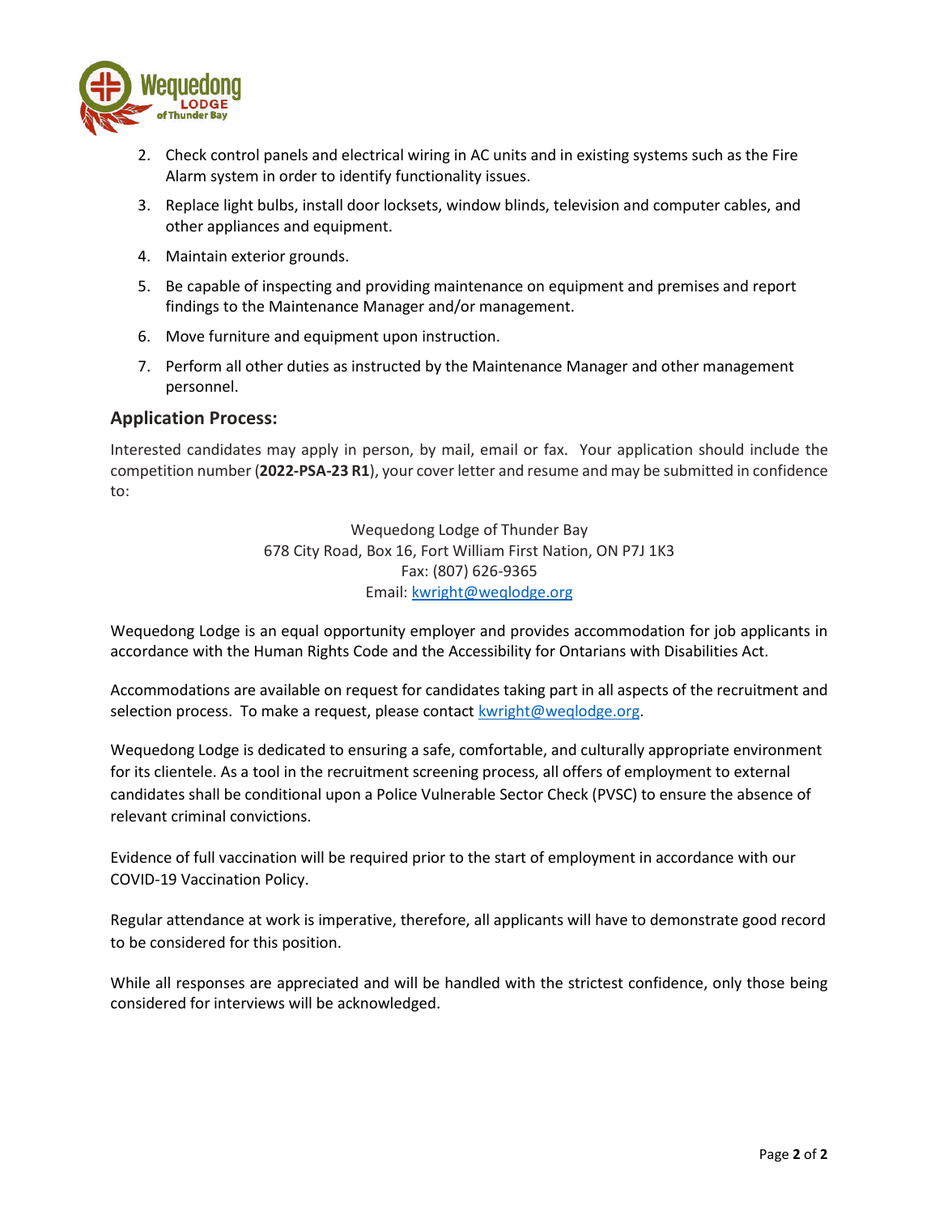2. Check control panels and electrical wiring in AC units and in existing systems such as the Fire Alarm system in order to identify functionality issues.
3. Replace light bulbs, install door locksets, window blinds, television and computer cables, and other appliances and equipment.
4. Maintain exterior grounds.
5. Be capable of inspecting and providing maintenance on equipment and premises and report findings to the Maintenance Manager and/or management.
6. Move furniture and equipment upon instruction.
7. Perform all other duties as instructed by the Maintenance Manager and other management personnel.

## Application Process:

Interested candidates may apply in person, by mail, email or fax. Your application should include the competition number (**2022-PSA-23 R1**), your cover letter and resume and may be submitted in confidence to:

Wequedong Lodge of Thunder Bay
678 City Road, Box 16, Fort William First Nation, ON P7J 1K3
Fax: (807) 626-9365
Email: kwright@weqlodge.org

Wequedong Lodge is an equal opportunity employer and provides accommodation for job applicants in accordance with the Human Rights Code and the Accessibility for Ontarians with Disabilities Act.

Accommodations are available on request for candidates taking part in all aspects of the recruitment and selection process. To make a request, please contact kwright@weqlodge.org.

Wequedong Lodge is dedicated to ensuring a safe, comfortable, and culturally appropriate environment for its clientele. As a tool in the recruitment screening process, all offers of employment to external candidates shall be conditional upon a Police Vulnerable Sector Check (PVSC) to ensure the absence of relevant criminal convictions.

Evidence of full vaccination will be required prior to the start of employment in accordance with our COVID-19 Vaccination Policy.

Regular attendance at work is imperative, therefore, all applicants will have to demonstrate good record to be considered for this position.

While all responses are appreciated and will be handled with the strictest confidence, only those being considered for interviews will be acknowledged.